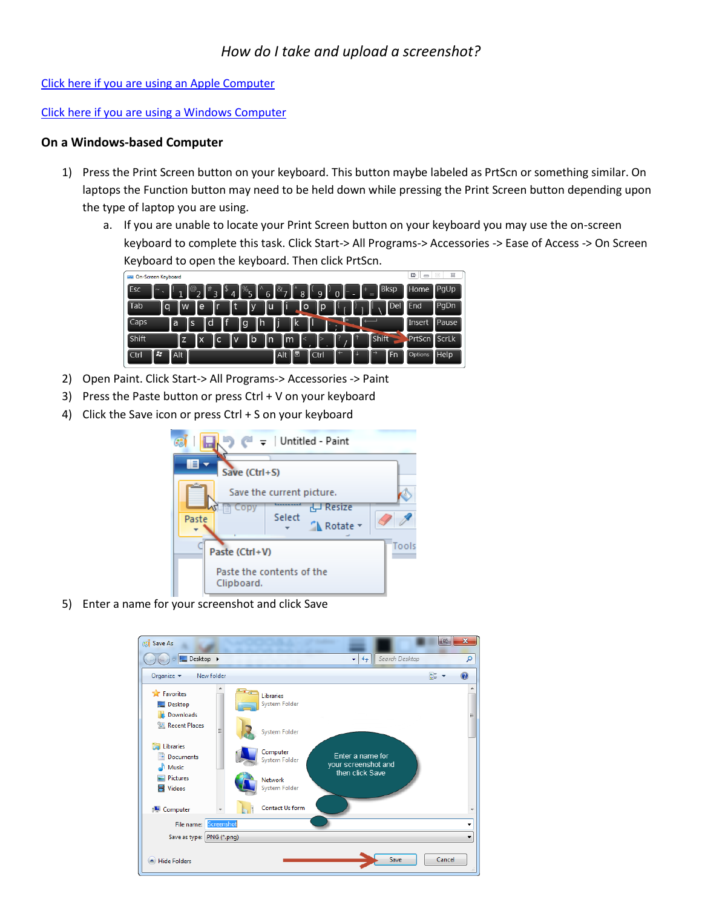*How do I take and upload a screenshot?*

[Click here if you are using an Apple Computer](#)

[Click here if you are using a Windows Computer](#)

**On a Windows-based Computer**

1) Press the Print Screen button on your keyboard. This button maybe labeled as PrtScn or something similar. On laptops the Function button may need to be held down while pressing the Print Screen button depending upon the type of laptop you are using.
   a. If you are unable to locate your Print Screen button on your keyboard you may use the on-screen keyboard to complete this task. Click Start-> All Programs-> Accessories -> Ease of Access -> On Screen Keyboard to open the keyboard. Then click PrtScn.
2) Open Paint. Click Start-> All Programs-> Accessories -> Paint
3) Press the Paste button or press Ctrl + V on your keyboard
4) Click the Save icon or press Ctrl + S on your keyboard
5) Enter a name for your screenshot and click Save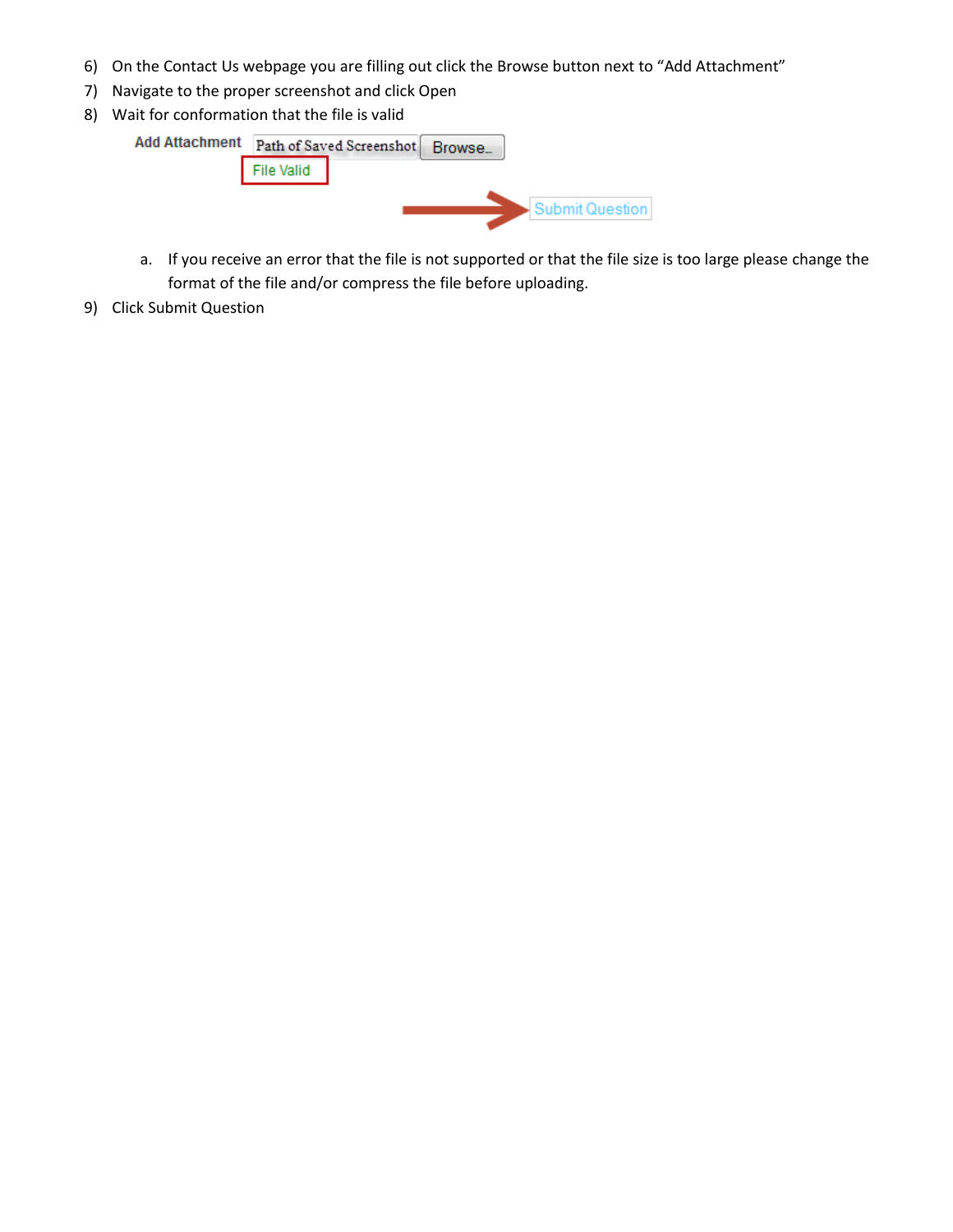6) On the Contact Us webpage you are filling out click the Browse button next to “Add Attachment”
7) Navigate to the proper screenshot and click Open
8) Wait for conformation that the file is valid

   Add Attachment   Path of Saved Screenshot   Browse...

   File Valid

   Submit Question

   a. If you receive an error that the file is not supported or that the file size is too large please change the format of the file and/or compress the file before uploading.
9) Click Submit Question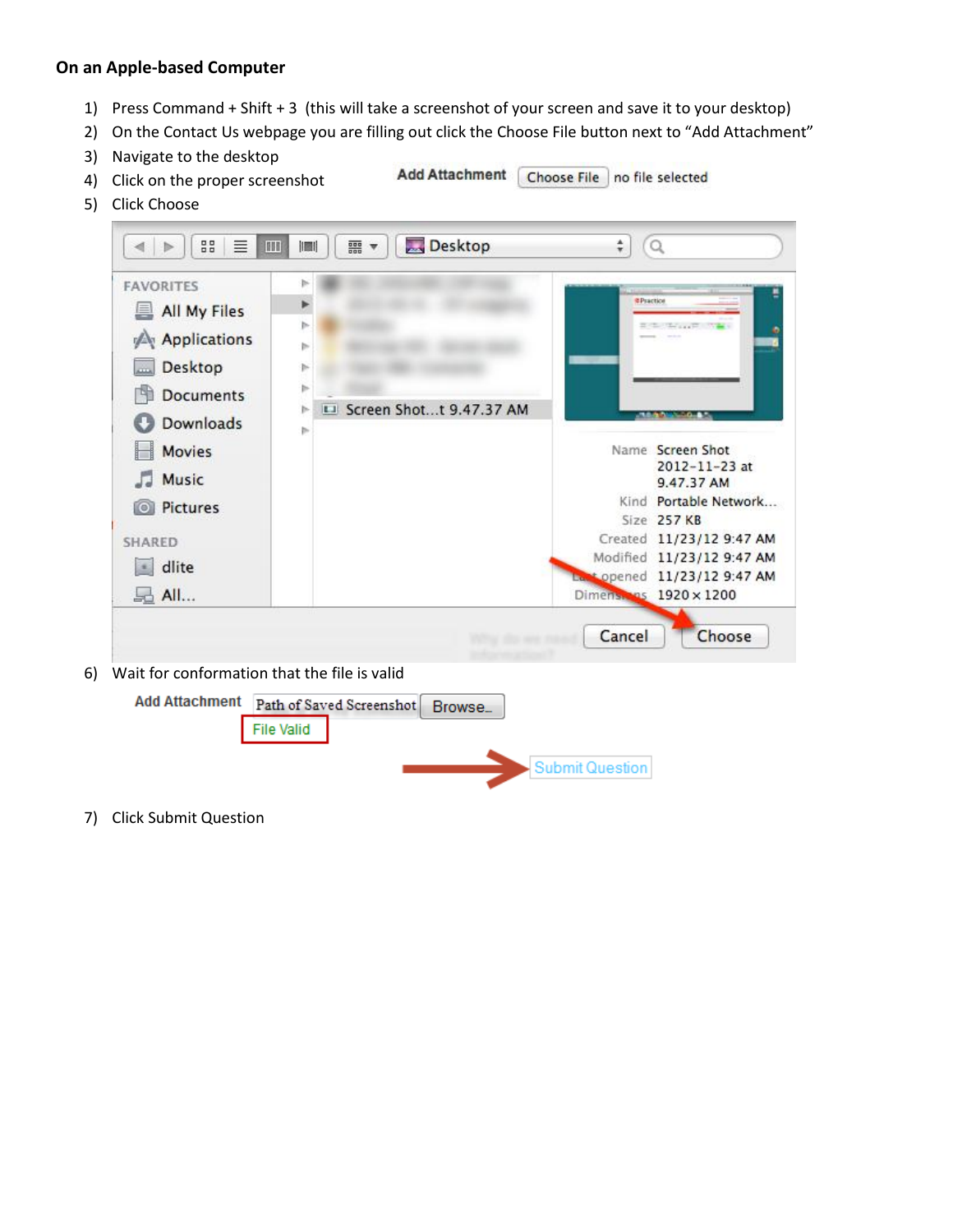**On an Apple-based Computer**

1) Press Command + Shift + 3 (this will take a screenshot of your screen and save it to your desktop)
2) On the Contact Us webpage you are filling out click the Choose File button next to "Add Attachment"
3) Navigate to the desktop
4) Click on the proper screenshot
5) Click Choose
6) Wait for conformation that the file is valid
7) Click Submit Question